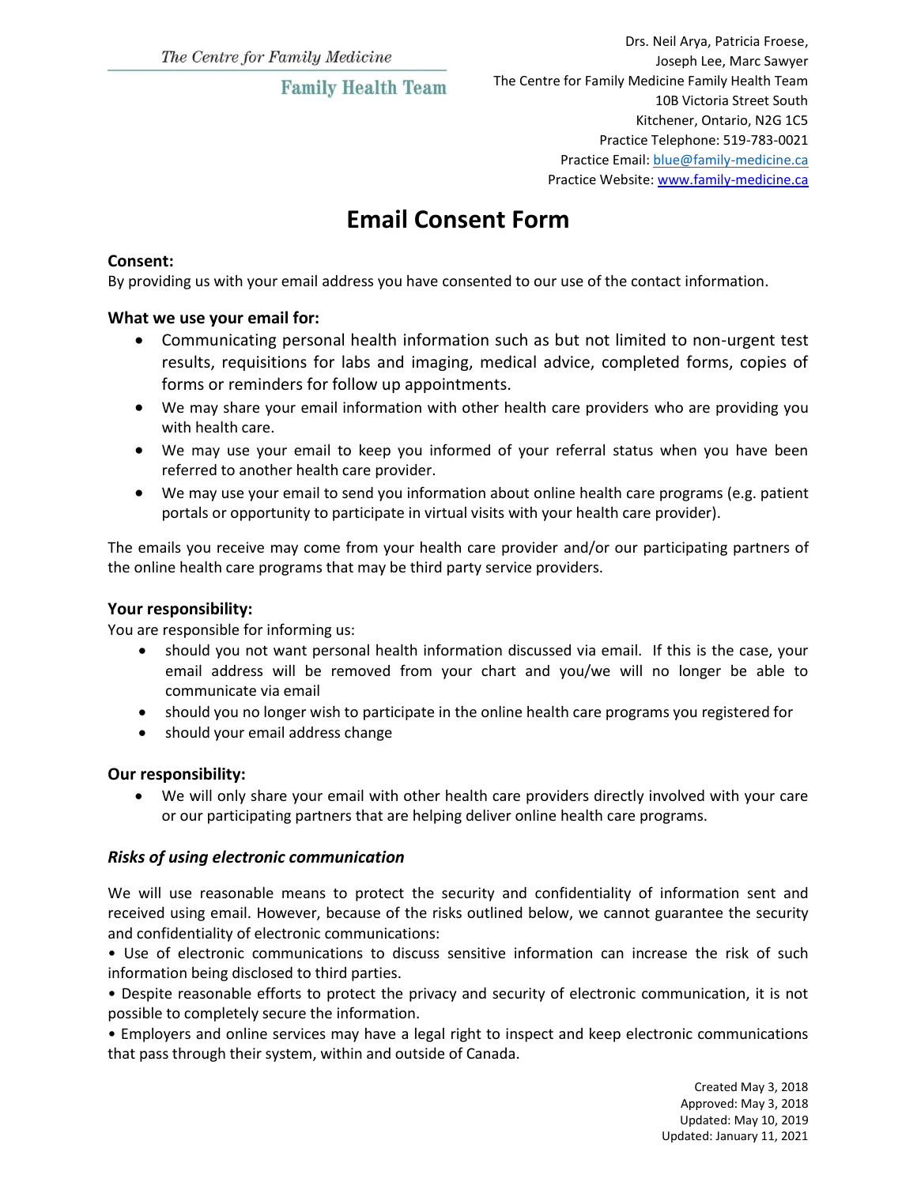The Centre for Family Medicine

Family Health Team

Drs. Neil Arya, Patricia Froese,
Joseph Lee, Marc Sawyer
The Centre for Family Medicine Family Health Team
10B Victoria Street South
Kitchener, Ontario, N2G 1C5
Practice Telephone: 519-783-0021
Practice Email: blue@family-medicine.ca
Practice Website: www.family-medicine.ca

# Email Consent Form

**Consent:**
By providing us with your email address you have consented to our use of the contact information.

### What we use your email for:

- Communicating personal health information such as but not limited to non-urgent test results, requisitions for labs and imaging, medical advice, completed forms, copies of forms or reminders for follow up appointments.
- We may share your email information with other health care providers who are providing you with health care.
- We may use your email to keep you informed of your referral status when you have been referred to another health care provider.
- We may use your email to send you information about online health care programs (e.g. patient portals or opportunity to participate in virtual visits with your health care provider).

The emails you receive may come from your health care provider and/or our participating partners of the online health care programs that may be third party service providers.

### Your responsibility:

You are responsible for informing us:

- should you not want personal health information discussed via email. If this is the case, your email address will be removed from your chart and you/we will no longer be able to communicate via email
- should you no longer wish to participate in the online health care programs you registered for
- should your email address change

### Our responsibility:

- We will only share your email with other health care providers directly involved with your care or our participating partners that are helping deliver online health care programs.

### *Risks of using electronic communication*

We will use reasonable means to protect the security and confidentiality of information sent and received using email. However, because of the risks outlined below, we cannot guarantee the security and confidentiality of electronic communications:

• Use of electronic communications to discuss sensitive information can increase the risk of such information being disclosed to third parties.

• Despite reasonable efforts to protect the privacy and security of electronic communication, it is not possible to completely secure the information.

• Employers and online services may have a legal right to inspect and keep electronic communications that pass through their system, within and outside of Canada.

Created May 3, 2018
Approved: May 3, 2018
Updated: May 10, 2019
Updated: January 11, 2021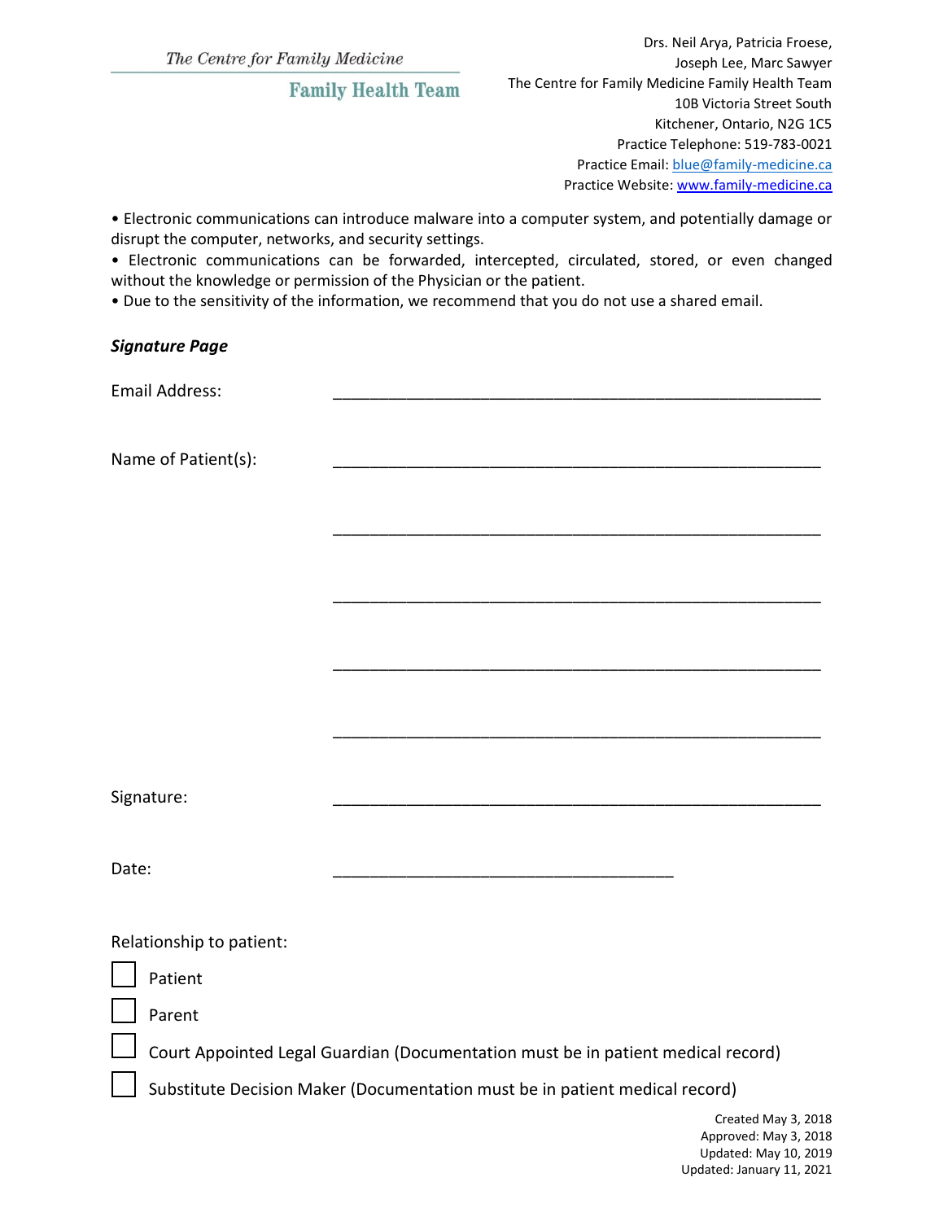The Centre for Family Medicine

**Family Health Team**

Drs. Neil Arya, Patricia Froese,
Joseph Lee, Marc Sawyer
The Centre for Family Medicine Family Health Team
10B Victoria Street South
Kitchener, Ontario, N2G 1C5
Practice Telephone: 519-783-0021
Practice Email: blue@family-medicine.ca
Practice Website: www.family-medicine.ca

• Electronic communications can introduce malware into a computer system, and potentially damage or disrupt the computer, networks, and security settings.
• Electronic communications can be forwarded, intercepted, circulated, stored, or even changed without the knowledge or permission of the Physician or the patient.
• Due to the sensitivity of the information, we recommend that you do not use a shared email.

***Signature Page***

Email Address: ____________________________________________________

Name of Patient(s): ____________________________________________________

____________________________________________________

____________________________________________________

____________________________________________________

____________________________________________________

Signature: ____________________________________________________

Date: ____________________________________

Relationship to patient:

☐ Patient

☐ Parent

☐ Court Appointed Legal Guardian (Documentation must be in patient medical record)

☐ Substitute Decision Maker (Documentation must be in patient medical record)

Created May 3, 2018
Approved: May 3, 2018
Updated: May 10, 2019
Updated: January 11, 2021